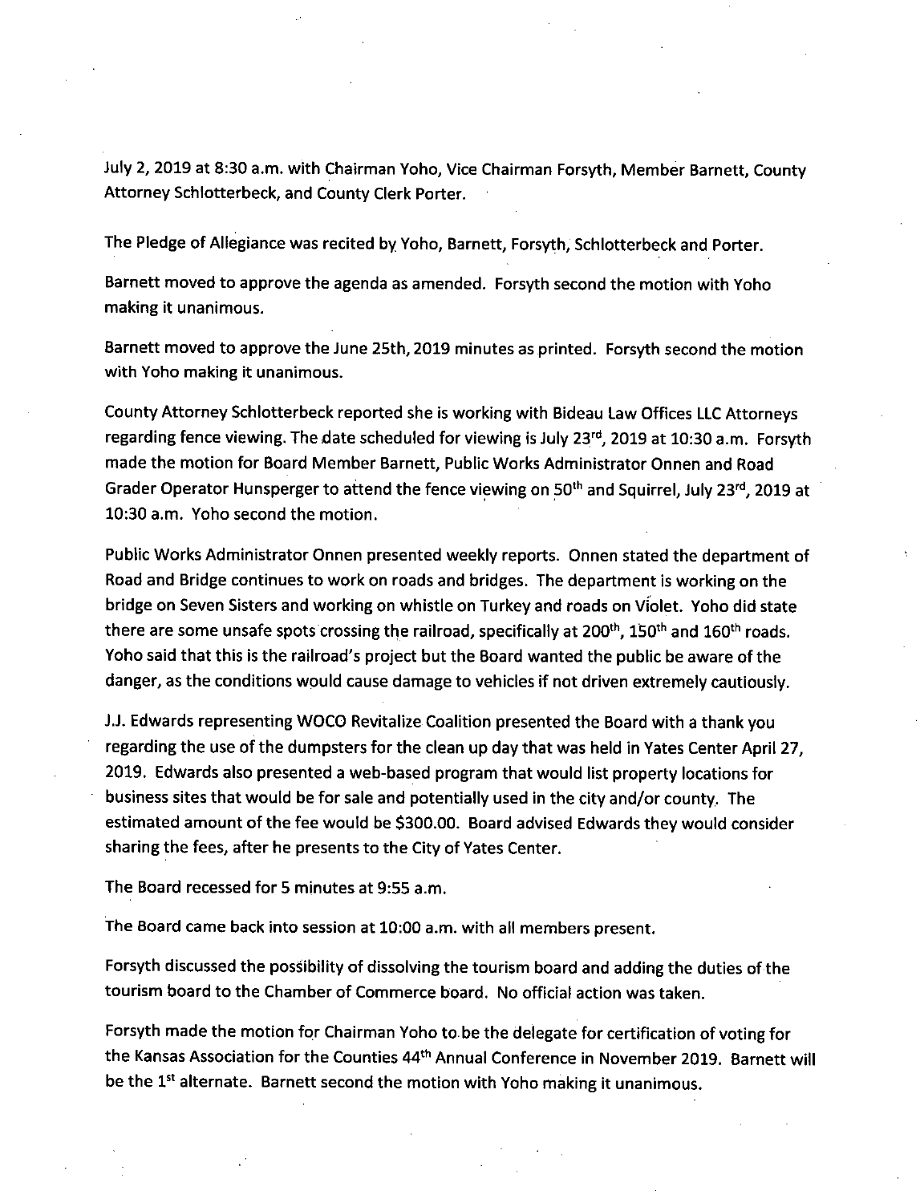July 2, 2019 at 8:30 a.m. with Chairman Yoho, Vice Chairman Forsyth, Member Barnett, County Attorney Schlotterbeck, and County Clerk Porter.

The Pledge of Allegiance was recited by Yoho, Barnett, Forsyth, Schlotterbeck and Porter.

Barnett moved to approve the agenda as amended. Forsyth second the motion with Yoho making it unanimous.

Barnett moved to approve the June 25th, 2019 minutes as printed. Forsyth second the motion with Yoho making it unanimous.

County Attorney Schlotterbeck reported she is working with Bideau Law Offices LLC Attorneys regarding fence viewing. The date scheduled for viewing is July 23rd, 2019 at 10:30 a.m. Forsyth made the motion for Board Member Barnett, Public Works Administrator Onnen and Road Grader Operator Hunsperger to attend the fence viewing on 50th and Squirrel, July 23rd, 2019 at 10:30 a.m. Yoho second the motion.

Public Works Administrator Onnen presented weekly reports. Onnen stated the department of Road and Bridge continues to work on roads and bridges. The department is working on the bridge on Seven Sisters and working on whistle on Turkey and roads on Violet. Yoho did state there are some unsafe spots crossing the railroad, specifically at 200th, 150th and 160th roads. Yoho said that this is the railroad's project but the Board wanted the public be aware of the danger, as the conditions would cause damage to vehicles if not driven extremely cautiously.

J.J. Edwards representing WOCO Revitalize Coalition presented the Board with a thank you regarding the use of the dumpsters for the clean up day that was held in Yates Center April 27, 2019. Edwards also presented a web-based program that would list property locations for business sites that would be for sale and potentially used in the city and/or county. The estimated amount of the fee would be $300.00. Board advised Edwards they would consider sharing the fees, after he presents to the City of Yates Center.

The Board recessed for 5 minutes at 9:55 a.m.

The Board came back into session at 10:00 a.m. with all members present.

Forsyth discussed the possibility of dissolving the tourism board and adding the duties of the tourism board to the Chamber of Commerce board. No official action was taken.

Forsyth made the motion for Chairman Yoho to be the delegate for certification of voting for the Kansas Association for the Counties 44th Annual Conference in November 2019. Barnett will be the 1st alternate. Barnett second the motion with Yoho making it unanimous.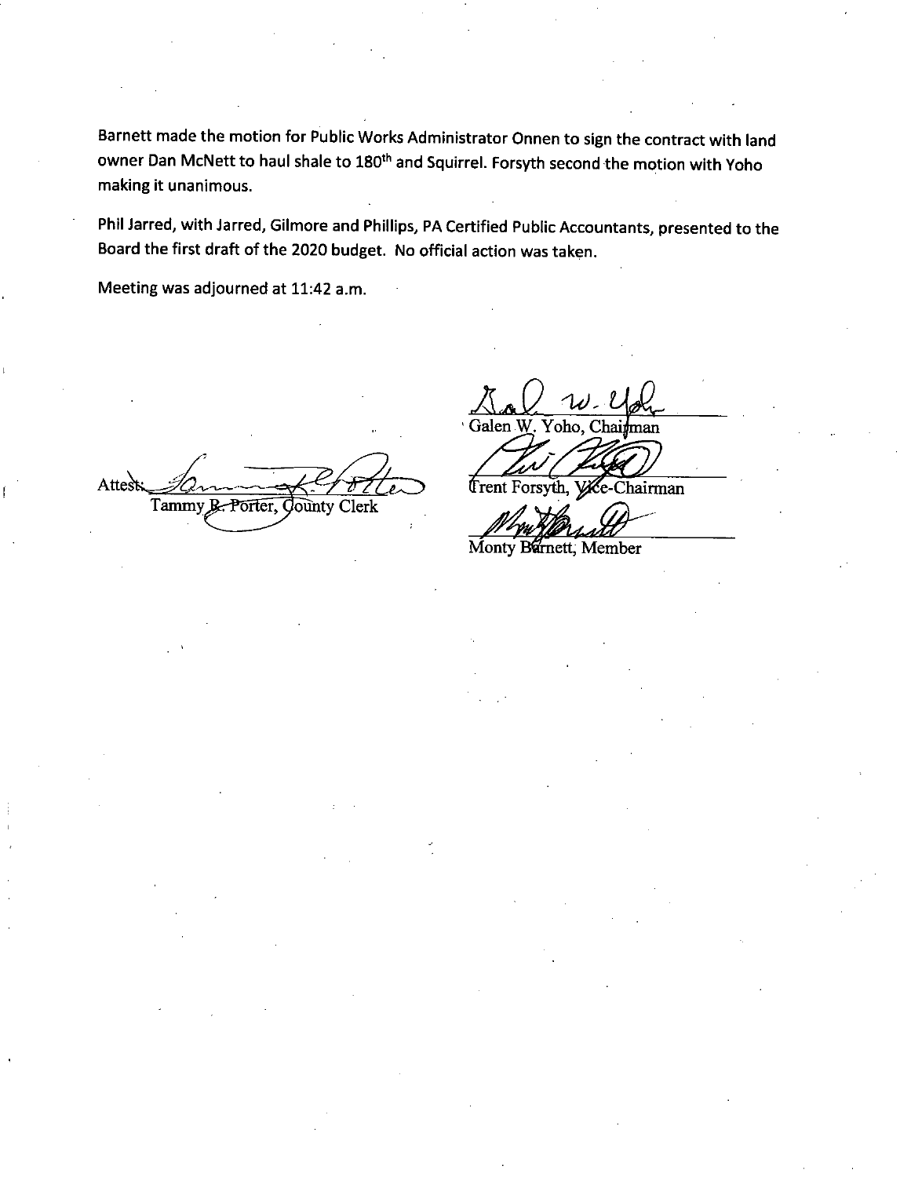Barnett made the motion for Public Works Administrator Onnen to sign the contract with land owner Dan McNett to haul shale to 180th and Squirrel. Forsyth second the motion with Yoho making it unanimous.

Phil Jarred, with Jarred, Gilmore and Phillips, PA Certified Public Accountants, presented to the Board the first draft of the 2020 budget. No official action was taken.

Meeting was adjourned at 11:42 a.m.

Galen W. Yoho, Chairman

Trent Forsyth, Vice-Chairman

Monty Barnett, Member

Attest: Tammy R. Porter, County Clerk